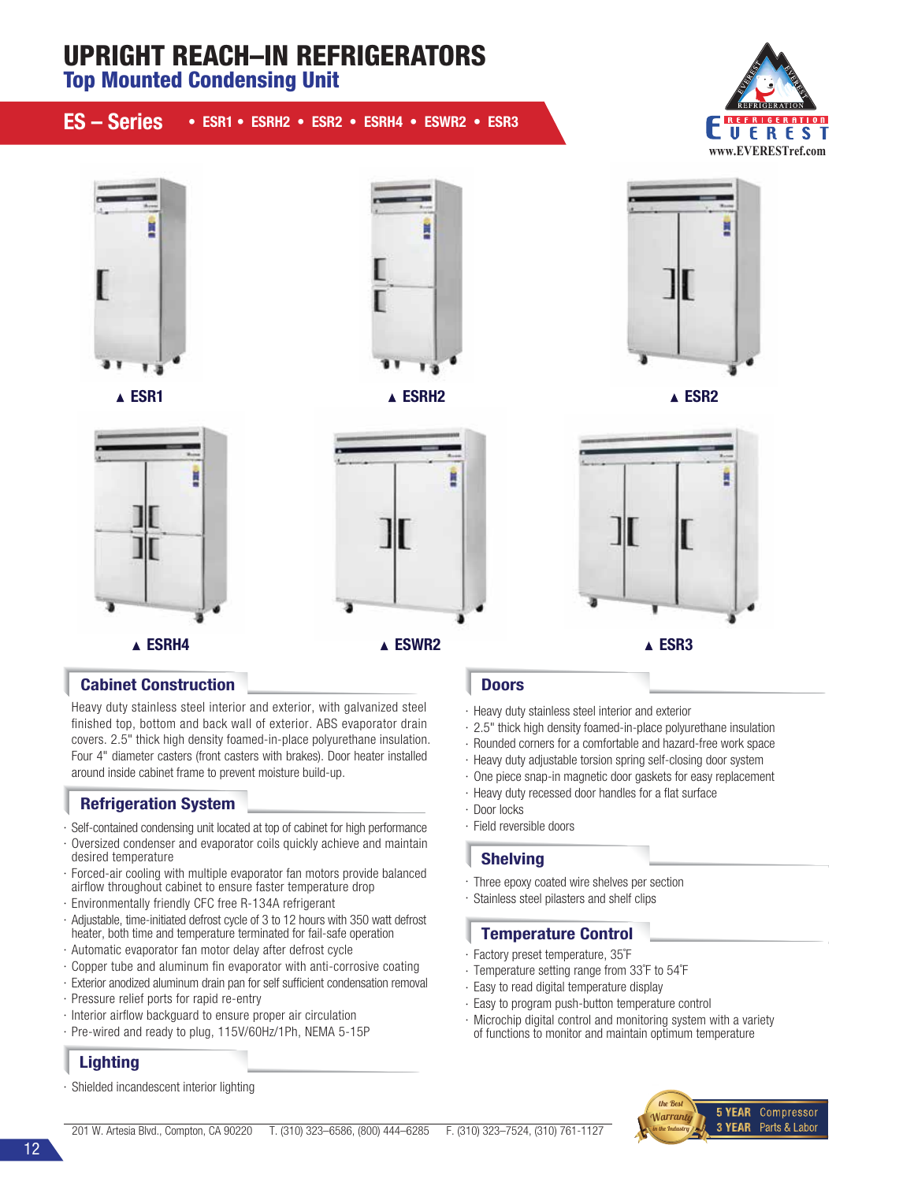# UPRIGHT REACH–IN REFRIGERATORS

## Top Mounted Condensing Unit

**ES – Series** • ESR1 • ESRH2 • ESR2 • ESRH4 • ESWR2 • ESR3

EVEREST REFRIGERATION
www.EVERESTref.com

▲ ESR1

▲ ESRH2

▲ ESR2

▲ ESRH4

▲ ESWR2

▲ ESR3

### Cabinet Construction

Heavy duty stainless steel interior and exterior, with galvanized steel finished top, bottom and back wall of exterior. ABS evaporator drain covers. 2.5" thick high density foamed-in-place polyurethane insulation. Four 4" diameter casters (front casters with brakes). Door heater installed around inside cabinet frame to prevent moisture build-up.

### Refrigeration System

- Self-contained condensing unit located at top of cabinet for high performance
- Oversized condenser and evaporator coils quickly achieve and maintain desired temperature
- Forced-air cooling with multiple evaporator fan motors provide balanced airflow throughout cabinet to ensure faster temperature drop
- Environmentally friendly CFC free R-134A refrigerant
- Adjustable, time-initiated defrost cycle of 3 to 12 hours with 350 watt defrost heater, both time and temperature terminated for fail-safe operation
- Automatic evaporator fan motor delay after defrost cycle
- Copper tube and aluminum fin evaporator with anti-corrosive coating
- Exterior anodized aluminum drain pan for self sufficient condensation removal
- Pressure relief ports for rapid re-entry
- Interior airflow backguard to ensure proper air circulation
- Pre-wired and ready to plug, 115V/60Hz/1Ph, NEMA 5-15P

### Lighting

- Shielded incandescent interior lighting

### Doors

- Heavy duty stainless steel interior and exterior
- 2.5" thick high density foamed-in-place polyurethane insulation
- Rounded corners for a comfortable and hazard-free work space
- Heavy duty adjustable torsion spring self-closing door system
- One piece snap-in magnetic door gaskets for easy replacement
- Heavy duty recessed door handles for a flat surface
- Door locks
- Field reversible doors

### Shelving

- Three epoxy coated wire shelves per section
- Stainless steel pilasters and shelf clips

### Temperature Control

- Factory preset temperature, 35˚F
- Temperature setting range from 33˚F to 54˚F
- Easy to read digital temperature display
- Easy to program push-button temperature control
- Microchip digital control and monitoring system with a variety of functions to monitor and maintain optimum temperature

201 W. Artesia Blvd., Compton, CA 90220 T. (310) 323–6586, (800) 444–6285 F. (310) 323–7524, (310) 761-1127

the Best Warranty in the Industry — **5 YEAR** Compressor, **3 YEAR** Parts & Labor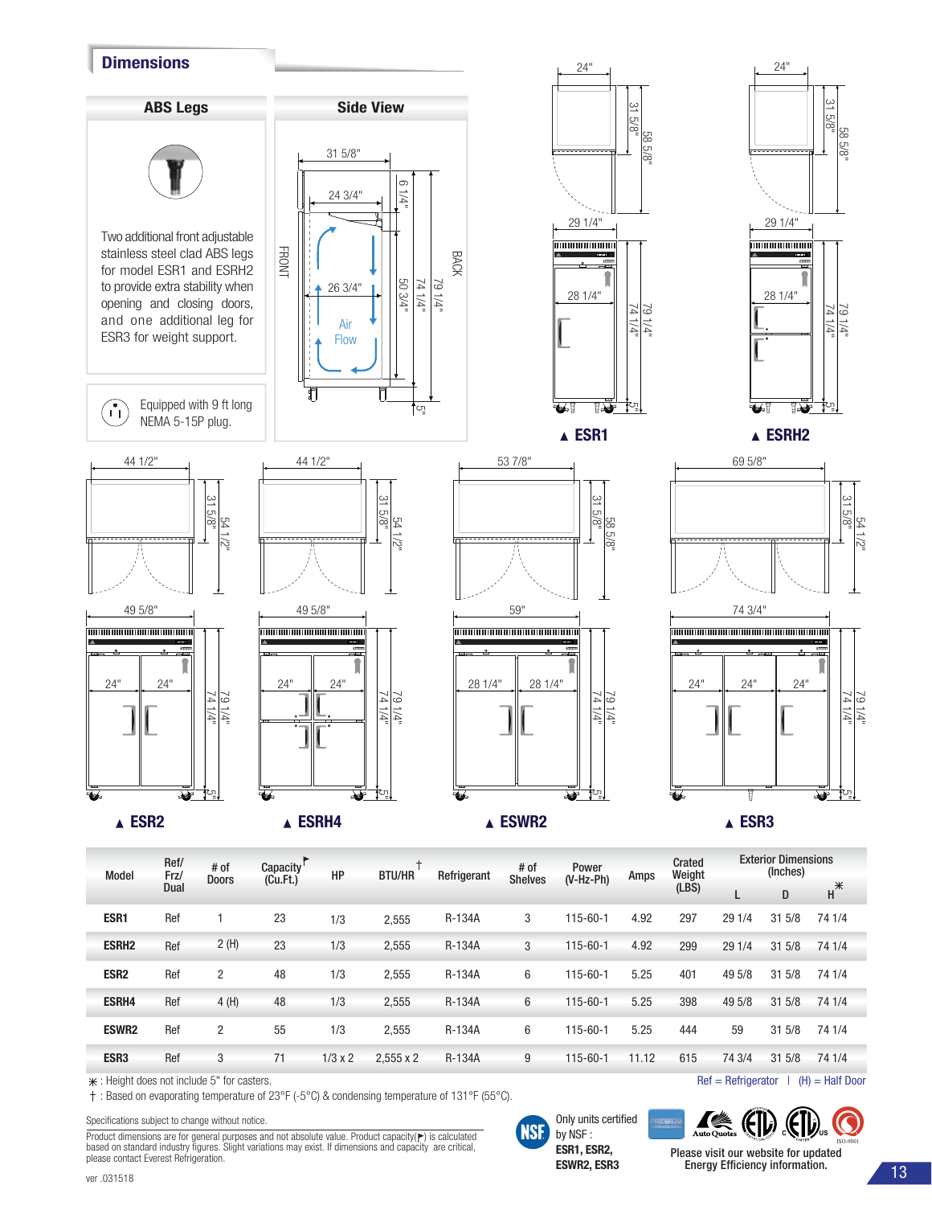## Dimensions

### ABS Legs

Two additional front adjustable stainless steel clad ABS legs for model ESR1 and ESRH2 to provide extra stability when opening and closing doors, and one additional leg for ESR3 for weight support.

Equipped with 9 ft long NEMA 5-15P plug.

### Side View

31 5/8"
24 3/4"
6 1/4"
26 3/4"
50 3/4"
74 1/4"
79 1/4"
FRONT
BACK
Air Flow
5"

▲ ESR1

24"
31 5/8"
58 5/8"
29 1/4"
28 1/4"
74 1/4"
79 1/4"
5"

▲ ESRH2

24"
31 5/8"
58 5/8"
29 1/4"
28 1/4"
74 1/4"
79 1/4"
5"

▲ ESR2

44 1/2"
31 5/8"
54 1/2"
49 5/8"
24" 24"
74 1/4"
79 1/4"
5"

▲ ESRH4

44 1/2"
31 5/8"
54 1/2"
49 5/8"
24" 24"
74 1/4"
79 1/4"
5"

▲ ESWR2

53 7/8"
31 5/8"
58 5/8"
59"
28 1/4" 28 1/4"
74 1/4"
79 1/4"
5"

▲ ESR3

69 5/8"
31 5/8"
54 1/2"
74 3/4"
24" 24" 24"
74 1/4"
79 1/4"
5"

| Model | Ref/ Frz/ Dual | # of Doors | Capacity (Cu.Ft.) | HP | BTU/HR † | Refrigerant | # of Shelves | Power (V-Hz-Ph) | Amps | Crated Weight (LBS) | Exterior Dimensions (Inches) | | |
|---|---|---|---|---|---|---|---|---|---|---|---|---|---|
| | | | | | | | | | | | L | D | H* |
| ESR1 | Ref | 1 | 23 | 1/3 | 2,555 | R-134A | 3 | 115-60-1 | 4.92 | 297 | 29 1/4 | 31 5/8 | 74 1/4 |
| ESRH2 | Ref | 2 (H) | 23 | 1/3 | 2,555 | R-134A | 3 | 115-60-1 | 4.92 | 299 | 29 1/4 | 31 5/8 | 74 1/4 |
| ESR2 | Ref | 2 | 48 | 1/3 | 2,555 | R-134A | 6 | 115-60-1 | 5.25 | 401 | 49 5/8 | 31 5/8 | 74 1/4 |
| ESRH4 | Ref | 4 (H) | 48 | 1/3 | 2,555 | R-134A | 6 | 115-60-1 | 5.25 | 398 | 49 5/8 | 31 5/8 | 74 1/4 |
| ESWR2 | Ref | 2 | 55 | 1/3 | 2,555 | R-134A | 6 | 115-60-1 | 5.25 | 444 | 59 | 31 5/8 | 74 1/4 |
| ESR3 | Ref | 3 | 71 | 1/3 x 2 | 2,555 x 2 | R-134A | 9 | 115-60-1 | 11.12 | 615 | 74 3/4 | 31 5/8 | 74 1/4 |

*: Height does not include 5" for casters.

†: Based on evaporating temperature of 23°F (-5°C) & condensing temperature of 131°F (55°C).

Ref = Refrigerator | (H) = Half Door

Specifications subject to change without notice.

Product dimensions are for general purposes and not absolute value. Product capacity(▶) is calculated based on standard industry figures. Slight variations may exist. If dimensions and capacity are critical, please contact Everest Refrigeration.

ver .031518

Only units certified by NSF : **ESR1, ESR2, ESWR2, ESR3**

Please visit our website for updated Energy Efficiency information.